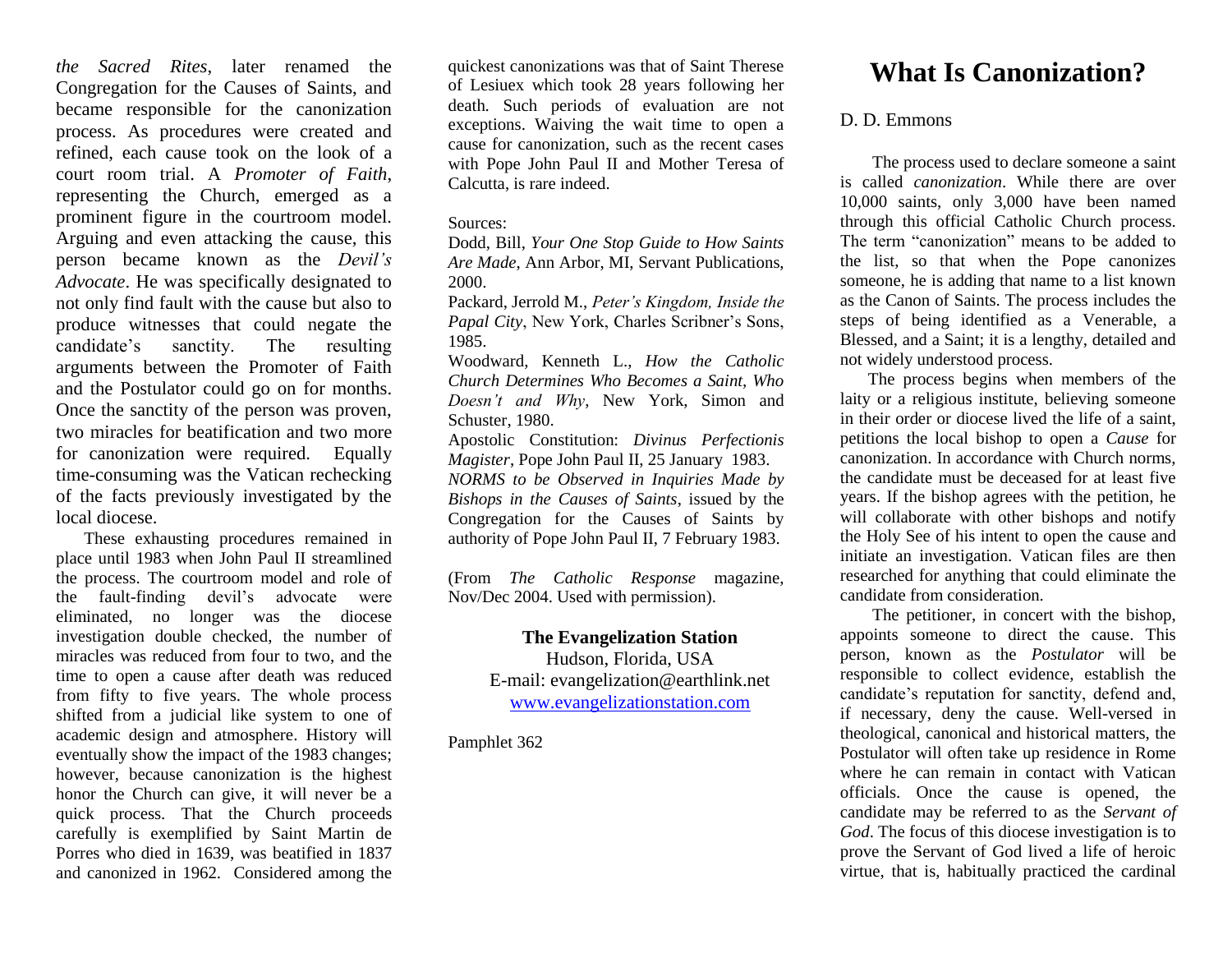*the Sacred Rites*, later renamed the Congregation for the Causes of Saints, and became responsible for the canonization process. As procedures were created and refined, each cause took on the look of a court room trial. A *Promoter of Faith*, representing the Church, emerged as a prominent figure in the courtroom model. Arguing and even attacking the cause, this person became known as the *Devil's Advocate*. He was specifically designated to not only find fault with the cause but also to produce witnesses that could negate the candidate's sanctity. The resulting arguments between the Promoter of Faith and the Postulator could go on for months. Once the sanctity of the person was proven, two miracles for beatification and two more for canonization were required. Equally time-consuming was the Vatican rechecking of the facts previously investigated by the local diocese.

These exhausting procedures remained in place until 1983 when John Paul II streamlined the process. The courtroom model and role of the fault-finding devil's advocate were eliminated, no longer was the diocese investigation double checked, the number of miracles was reduced from four to two, and the time to open a cause after death was reduced from fifty to five years. The whole process shifted from a judicial like system to one of academic design and atmosphere. History will eventually show the impact of the 1983 changes; however, because canonization is the highest honor the Church can give, it will never be a quick process. That the Church proceeds carefully is exemplified by Saint Martin de Porres who died in 1639, was beatified in 1837 and canonized in 1962. Considered among the quickest canonizations was that of Saint Therese of Lesiuex which took 28 years following her death. Such periods of evaluation are not exceptions. Waiving the wait time to open a cause for canonization, such as the recent cases with Pope John Paul II and Mother Teresa of Calcutta, is rare indeed.

Sources:

Dodd, Bill, *Your One Stop Guide to How Saints Are Made*, Ann Arbor, MI, Servant Publications, 2000.

Packard, Jerrold M., *Peter's Kingdom, Inside the Papal City*, New York, Charles Scribner's Sons, 1985.

Woodward, Kenneth L., *How the Catholic Church Determines Who Becomes a Saint, Who Doesn't and Why*, New York, Simon and Schuster, 1980.

Apostolic Constitution: *Divinus Perfectionis Magister*, Pope John Paul II, 25 January 1983.

*NORMS to be Observed in Inquiries Made by Bishops in the Causes of Saints*, issued by the Congregation for the Causes of Saints by authority of Pope John Paul II, 7 February 1983.

(From *The Catholic Response* magazine, Nov/Dec 2004. Used with permission).

**The Evangelization Station**
Hudson, Florida, USA
E-mail: evangelization@earthlink.net
www.evangelizationstation.com

Pamphlet 362

# What Is Canonization?

D. D. Emmons

The process used to declare someone a saint is called *canonization*. While there are over 10,000 saints, only 3,000 have been named through this official Catholic Church process. The term "canonization" means to be added to the list, so that when the Pope canonizes someone, he is adding that name to a list known as the Canon of Saints. The process includes the steps of being identified as a Venerable, a Blessed, and a Saint; it is a lengthy, detailed and not widely understood process.

The process begins when members of the laity or a religious institute, believing someone in their order or diocese lived the life of a saint, petitions the local bishop to open a *Cause* for canonization. In accordance with Church norms, the candidate must be deceased for at least five years. If the bishop agrees with the petition, he will collaborate with other bishops and notify the Holy See of his intent to open the cause and initiate an investigation. Vatican files are then researched for anything that could eliminate the candidate from consideration.

The petitioner, in concert with the bishop, appoints someone to direct the cause. This person, known as the *Postulator* will be responsible to collect evidence, establish the candidate's reputation for sanctity, defend and, if necessary, deny the cause. Well-versed in theological, canonical and historical matters, the Postulator will often take up residence in Rome where he can remain in contact with Vatican officials. Once the cause is opened, the candidate may be referred to as the *Servant of God*. The focus of this diocese investigation is to prove the Servant of God lived a life of heroic virtue, that is, habitually practiced the cardinal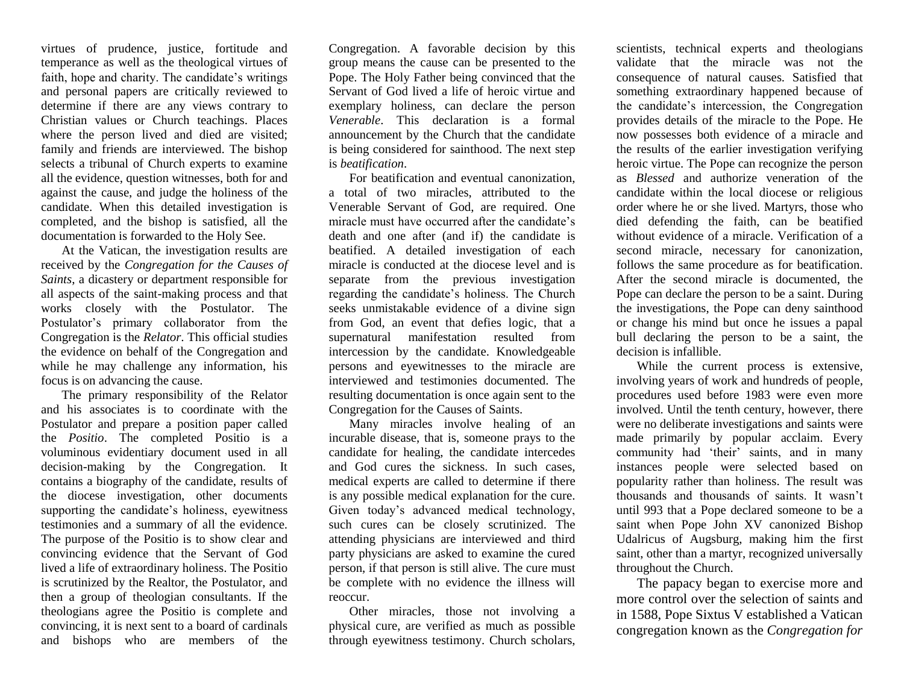virtues of prudence, justice, fortitude and temperance as well as the theological virtues of faith, hope and charity. The candidate's writings and personal papers are critically reviewed to determine if there are any views contrary to Christian values or Church teachings. Places where the person lived and died are visited; family and friends are interviewed. The bishop selects a tribunal of Church experts to examine all the evidence, question witnesses, both for and against the cause, and judge the holiness of the candidate. When this detailed investigation is completed, and the bishop is satisfied, all the documentation is forwarded to the Holy See.

At the Vatican, the investigation results are received by the *Congregation for the Causes of Saints*, a dicastery or department responsible for all aspects of the saint-making process and that works closely with the Postulator. The Postulator's primary collaborator from the Congregation is the *Relator*. This official studies the evidence on behalf of the Congregation and while he may challenge any information, his focus is on advancing the cause.

The primary responsibility of the Relator and his associates is to coordinate with the Postulator and prepare a position paper called the *Positio*. The completed Positio is a voluminous evidentiary document used in all decision-making by the Congregation. It contains a biography of the candidate, results of the diocese investigation, other documents supporting the candidate's holiness, eyewitness testimonies and a summary of all the evidence. The purpose of the Positio is to show clear and convincing evidence that the Servant of God lived a life of extraordinary holiness. The Positio is scrutinized by the Realtor, the Postulator, and then a group of theologian consultants. If the theologians agree the Positio is complete and convincing, it is next sent to a board of cardinals and bishops who are members of the Congregation. A favorable decision by this group means the cause can be presented to the Pope. The Holy Father being convinced that the Servant of God lived a life of heroic virtue and exemplary holiness, can declare the person *Venerable*. This declaration is a formal announcement by the Church that the candidate is being considered for sainthood. The next step is *beatification*.

For beatification and eventual canonization, a total of two miracles, attributed to the Venerable Servant of God, are required. One miracle must have occurred after the candidate's death and one after (and if) the candidate is beatified. A detailed investigation of each miracle is conducted at the diocese level and is separate from the previous investigation regarding the candidate's holiness. The Church seeks unmistakable evidence of a divine sign from God, an event that defies logic, that a supernatural manifestation resulted from intercession by the candidate. Knowledgeable persons and eyewitnesses to the miracle are interviewed and testimonies documented. The resulting documentation is once again sent to the Congregation for the Causes of Saints.

Many miracles involve healing of an incurable disease, that is, someone prays to the candidate for healing, the candidate intercedes and God cures the sickness. In such cases, medical experts are called to determine if there is any possible medical explanation for the cure. Given today's advanced medical technology, such cures can be closely scrutinized. The attending physicians are interviewed and third party physicians are asked to examine the cured person, if that person is still alive. The cure must be complete with no evidence the illness will reoccur.

Other miracles, those not involving a physical cure, are verified as much as possible through eyewitness testimony. Church scholars, scientists, technical experts and theologians validate that the miracle was not the consequence of natural causes. Satisfied that something extraordinary happened because of the candidate's intercession, the Congregation provides details of the miracle to the Pope. He now possesses both evidence of a miracle and the results of the earlier investigation verifying heroic virtue. The Pope can recognize the person as *Blessed* and authorize veneration of the candidate within the local diocese or religious order where he or she lived. Martyrs, those who died defending the faith, can be beatified without evidence of a miracle. Verification of a second miracle, necessary for canonization, follows the same procedure as for beatification. After the second miracle is documented, the Pope can declare the person to be a saint. During the investigations, the Pope can deny sainthood or change his mind but once he issues a papal bull declaring the person to be a saint, the decision is infallible.

While the current process is extensive, involving years of work and hundreds of people, procedures used before 1983 were even more involved. Until the tenth century, however, there were no deliberate investigations and saints were made primarily by popular acclaim. Every community had 'their' saints, and in many instances people were selected based on popularity rather than holiness. The result was thousands and thousands of saints. It wasn't until 993 that a Pope declared someone to be a saint when Pope John XV canonized Bishop Udalricus of Augsburg, making him the first saint, other than a martyr, recognized universally throughout the Church.

The papacy began to exercise more and more control over the selection of saints and in 1588, Pope Sixtus V established a Vatican congregation known as the *Congregation for*